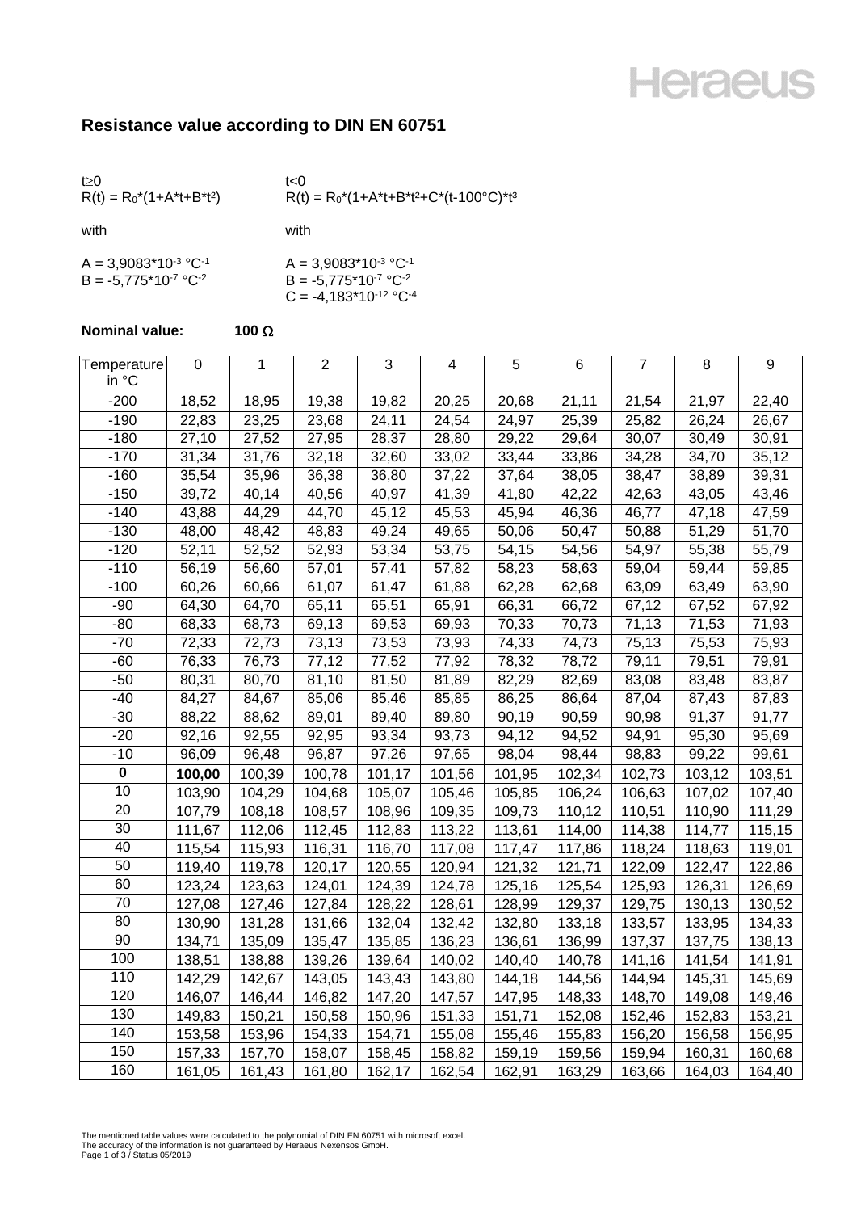## Resistance value according to DIN EN 60751

$t \geq 0$
$R(t) = R_0 * (1 + A*t + B*t^2)$

with

$A = 3{,}9083*10^{-3}\ °C^{-1}$
$B = -5{,}775*10^{-7}\ °C^{-2}$

$t < 0$
$R(t) = R_0 * (1 + A*t + B*t^2 + C*(t - 100°C)*t^3$

with

$A = 3{,}9083*10^{-3}\ °C^{-1}$
$B = -5{,}775*10^{-7}\ °C^{-2}$
$C = -4{,}183*10^{-12}\ °C^{-4}$

**Nominal value:** **100 Ω**

| Temperature in °C | 0 | 1 | 2 | 3 | 4 | 5 | 6 | 7 | 8 | 9 |
|---|---|---|---|---|---|---|---|---|---|---|
| -200 | 18,52 | 18,95 | 19,38 | 19,82 | 20,25 | 20,68 | 21,11 | 21,54 | 21,97 | 22,40 |
| -190 | 22,83 | 23,25 | 23,68 | 24,11 | 24,54 | 24,97 | 25,39 | 25,82 | 26,24 | 26,67 |
| -180 | 27,10 | 27,52 | 27,95 | 28,37 | 28,80 | 29,22 | 29,64 | 30,07 | 30,49 | 30,91 |
| -170 | 31,34 | 31,76 | 32,18 | 32,60 | 33,02 | 33,44 | 33,86 | 34,28 | 34,70 | 35,12 |
| -160 | 35,54 | 35,96 | 36,38 | 36,80 | 37,22 | 37,64 | 38,05 | 38,47 | 38,89 | 39,31 |
| -150 | 39,72 | 40,14 | 40,56 | 40,97 | 41,39 | 41,80 | 42,22 | 42,63 | 43,05 | 43,46 |
| -140 | 43,88 | 44,29 | 44,70 | 45,12 | 45,53 | 45,94 | 46,36 | 46,77 | 47,18 | 47,59 |
| -130 | 48,00 | 48,42 | 48,83 | 49,24 | 49,65 | 50,06 | 50,47 | 50,88 | 51,29 | 51,70 |
| -120 | 52,11 | 52,52 | 52,93 | 53,34 | 53,75 | 54,15 | 54,56 | 54,97 | 55,38 | 55,79 |
| -110 | 56,19 | 56,60 | 57,01 | 57,41 | 57,82 | 58,23 | 58,63 | 59,04 | 59,44 | 59,85 |
| -100 | 60,26 | 60,66 | 61,07 | 61,47 | 61,88 | 62,28 | 62,68 | 63,09 | 63,49 | 63,90 |
| -90 | 64,30 | 64,70 | 65,11 | 65,51 | 65,91 | 66,31 | 66,72 | 67,12 | 67,52 | 67,92 |
| -80 | 68,33 | 68,73 | 69,13 | 69,53 | 69,93 | 70,33 | 70,73 | 71,13 | 71,53 | 71,93 |
| -70 | 72,33 | 72,73 | 73,13 | 73,53 | 73,93 | 74,33 | 74,73 | 75,13 | 75,53 | 75,93 |
| -60 | 76,33 | 76,73 | 77,12 | 77,52 | 77,92 | 78,32 | 78,72 | 79,11 | 79,51 | 79,91 |
| -50 | 80,31 | 80,70 | 81,10 | 81,50 | 81,89 | 82,29 | 82,69 | 83,08 | 83,48 | 83,87 |
| -40 | 84,27 | 84,67 | 85,06 | 85,46 | 85,85 | 86,25 | 86,64 | 87,04 | 87,43 | 87,83 |
| -30 | 88,22 | 88,62 | 89,01 | 89,40 | 89,80 | 90,19 | 90,59 | 90,98 | 91,37 | 91,77 |
| -20 | 92,16 | 92,55 | 92,95 | 93,34 | 93,73 | 94,12 | 94,52 | 94,91 | 95,30 | 95,69 |
| -10 | 96,09 | 96,48 | 96,87 | 97,26 | 97,65 | 98,04 | 98,44 | 98,83 | 99,22 | 99,61 |
| **0** | **100,00** | 100,39 | 100,78 | 101,17 | 101,56 | 101,95 | 102,34 | 102,73 | 103,12 | 103,51 |
| 10 | 103,90 | 104,29 | 104,68 | 105,07 | 105,46 | 105,85 | 106,24 | 106,63 | 107,02 | 107,40 |
| 20 | 107,79 | 108,18 | 108,57 | 108,96 | 109,35 | 109,73 | 110,12 | 110,51 | 110,90 | 111,29 |
| 30 | 111,67 | 112,06 | 112,45 | 112,83 | 113,22 | 113,61 | 114,00 | 114,38 | 114,77 | 115,15 |
| 40 | 115,54 | 115,93 | 116,31 | 116,70 | 117,08 | 117,47 | 117,86 | 118,24 | 118,63 | 119,01 |
| 50 | 119,40 | 119,78 | 120,17 | 120,55 | 120,94 | 121,32 | 121,71 | 122,09 | 122,47 | 122,86 |
| 60 | 123,24 | 123,63 | 124,01 | 124,39 | 124,78 | 125,16 | 125,54 | 125,93 | 126,31 | 126,69 |
| 70 | 127,08 | 127,46 | 127,84 | 128,22 | 128,61 | 128,99 | 129,37 | 129,75 | 130,13 | 130,52 |
| 80 | 130,90 | 131,28 | 131,66 | 132,04 | 132,42 | 132,80 | 133,18 | 133,57 | 133,95 | 134,33 |
| 90 | 134,71 | 135,09 | 135,47 | 135,85 | 136,23 | 136,61 | 136,99 | 137,37 | 137,75 | 138,13 |
| 100 | 138,51 | 138,88 | 139,26 | 139,64 | 140,02 | 140,40 | 140,78 | 141,16 | 141,54 | 141,91 |
| 110 | 142,29 | 142,67 | 143,05 | 143,43 | 143,80 | 144,18 | 144,56 | 144,94 | 145,31 | 145,69 |
| 120 | 146,07 | 146,44 | 146,82 | 147,20 | 147,57 | 147,95 | 148,33 | 148,70 | 149,08 | 149,46 |
| 130 | 149,83 | 150,21 | 150,58 | 150,96 | 151,33 | 151,71 | 152,08 | 152,46 | 152,83 | 153,21 |
| 140 | 153,58 | 153,96 | 154,33 | 154,71 | 155,08 | 155,46 | 155,83 | 156,20 | 156,58 | 156,95 |
| 150 | 157,33 | 157,70 | 158,07 | 158,45 | 158,82 | 159,19 | 159,56 | 159,94 | 160,31 | 160,68 |
| 160 | 161,05 | 161,43 | 161,80 | 162,17 | 162,54 | 162,91 | 163,29 | 163,66 | 164,03 | 164,40 |

The mentioned table values were calculated to the polynomial of DIN EN 60751 with microsoft excel.
The accuracy of the information is not guaranteed by Heraeus Nexensos GmbH.
Page 1 of 3 / Status 05/2019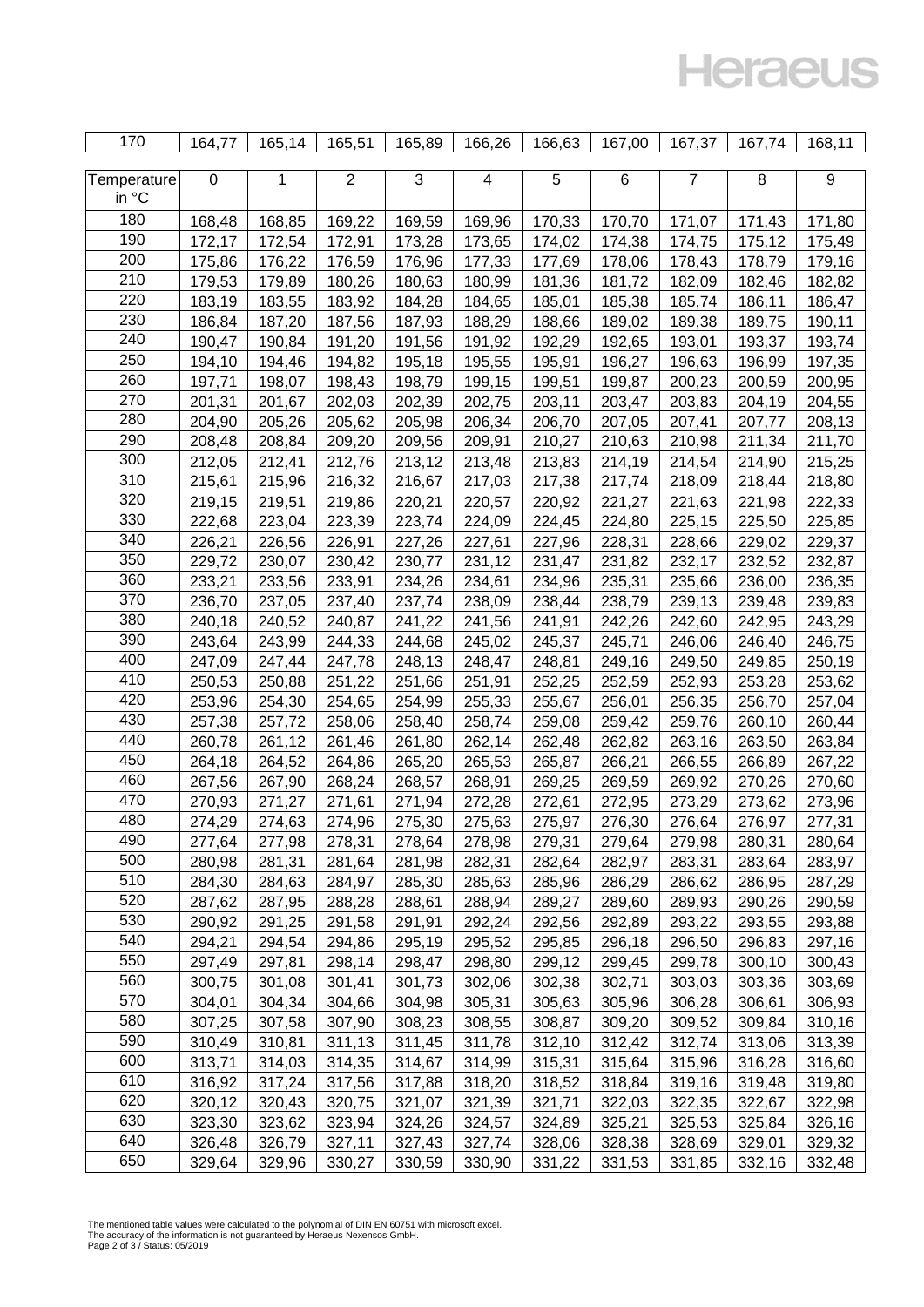| 170 | 164,77 | 165,14 | 165,51 | 165,89 | 166,26 | 166,63 | 167,00 | 167,37 | 167,74 | 168,11 |
|---|---|---|---|---|---|---|---|---|---|---|

| Temperature in °C | 0 | 1 | 2 | 3 | 4 | 5 | 6 | 7 | 8 | 9 |
|---|---|---|---|---|---|---|---|---|---|---|
| 180 | 168,48 | 168,85 | 169,22 | 169,59 | 169,96 | 170,33 | 170,70 | 171,07 | 171,43 | 171,80 |
| 190 | 172,17 | 172,54 | 172,91 | 173,28 | 173,65 | 174,02 | 174,38 | 174,75 | 175,12 | 175,49 |
| 200 | 175,86 | 176,22 | 176,59 | 176,96 | 177,33 | 177,69 | 178,06 | 178,43 | 178,79 | 179,16 |
| 210 | 179,53 | 179,89 | 180,26 | 180,63 | 180,99 | 181,36 | 181,72 | 182,09 | 182,46 | 182,82 |
| 220 | 183,19 | 183,55 | 183,92 | 184,28 | 184,65 | 185,01 | 185,38 | 185,74 | 186,11 | 186,47 |
| 230 | 186,84 | 187,20 | 187,56 | 187,93 | 188,29 | 188,66 | 189,02 | 189,38 | 189,75 | 190,11 |
| 240 | 190,47 | 190,84 | 191,20 | 191,56 | 191,92 | 192,29 | 192,65 | 193,01 | 193,37 | 193,74 |
| 250 | 194,10 | 194,46 | 194,82 | 195,18 | 195,55 | 195,91 | 196,27 | 196,63 | 196,99 | 197,35 |
| 260 | 197,71 | 198,07 | 198,43 | 198,79 | 199,15 | 199,51 | 199,87 | 200,23 | 200,59 | 200,95 |
| 270 | 201,31 | 201,67 | 202,03 | 202,39 | 202,75 | 203,11 | 203,47 | 203,83 | 204,19 | 204,55 |
| 280 | 204,90 | 205,26 | 205,62 | 205,98 | 206,34 | 206,70 | 207,05 | 207,41 | 207,77 | 208,13 |
| 290 | 208,48 | 208,84 | 209,20 | 209,56 | 209,91 | 210,27 | 210,63 | 210,98 | 211,34 | 211,70 |
| 300 | 212,05 | 212,41 | 212,76 | 213,12 | 213,48 | 213,83 | 214,19 | 214,54 | 214,90 | 215,25 |
| 310 | 215,61 | 215,96 | 216,32 | 216,67 | 217,03 | 217,38 | 217,74 | 218,09 | 218,44 | 218,80 |
| 320 | 219,15 | 219,51 | 219,86 | 220,21 | 220,57 | 220,92 | 221,27 | 221,63 | 221,98 | 222,33 |
| 330 | 222,68 | 223,04 | 223,39 | 223,74 | 224,09 | 224,45 | 224,80 | 225,15 | 225,50 | 225,85 |
| 340 | 226,21 | 226,56 | 226,91 | 227,26 | 227,61 | 227,96 | 228,31 | 228,66 | 229,02 | 229,37 |
| 350 | 229,72 | 230,07 | 230,42 | 230,77 | 231,12 | 231,47 | 231,82 | 232,17 | 232,52 | 232,87 |
| 360 | 233,21 | 233,56 | 233,91 | 234,26 | 234,61 | 234,96 | 235,31 | 235,66 | 236,00 | 236,35 |
| 370 | 236,70 | 237,05 | 237,40 | 237,74 | 238,09 | 238,44 | 238,79 | 239,13 | 239,48 | 239,83 |
| 380 | 240,18 | 240,52 | 240,87 | 241,22 | 241,56 | 241,91 | 242,26 | 242,60 | 242,95 | 243,29 |
| 390 | 243,64 | 243,99 | 244,33 | 244,68 | 245,02 | 245,37 | 245,71 | 246,06 | 246,40 | 246,75 |
| 400 | 247,09 | 247,44 | 247,78 | 248,13 | 248,47 | 248,81 | 249,16 | 249,50 | 249,85 | 250,19 |
| 410 | 250,53 | 250,88 | 251,22 | 251,66 | 251,91 | 252,25 | 252,59 | 252,93 | 253,28 | 253,62 |
| 420 | 253,96 | 254,30 | 254,65 | 254,99 | 255,33 | 255,67 | 256,01 | 256,35 | 256,70 | 257,04 |
| 430 | 257,38 | 257,72 | 258,06 | 258,40 | 258,74 | 259,08 | 259,42 | 259,76 | 260,10 | 260,44 |
| 440 | 260,78 | 261,12 | 261,46 | 261,80 | 262,14 | 262,48 | 262,82 | 263,16 | 263,50 | 263,84 |
| 450 | 264,18 | 264,52 | 264,86 | 265,20 | 265,53 | 265,87 | 266,21 | 266,55 | 266,89 | 267,22 |
| 460 | 267,56 | 267,90 | 268,24 | 268,57 | 268,91 | 269,25 | 269,59 | 269,92 | 270,26 | 270,60 |
| 470 | 270,93 | 271,27 | 271,61 | 271,94 | 272,28 | 272,61 | 272,95 | 273,29 | 273,62 | 273,96 |
| 480 | 274,29 | 274,63 | 274,96 | 275,30 | 275,63 | 275,97 | 276,30 | 276,64 | 276,97 | 277,31 |
| 490 | 277,64 | 277,98 | 278,31 | 278,64 | 278,98 | 279,31 | 279,64 | 279,98 | 280,31 | 280,64 |
| 500 | 280,98 | 281,31 | 281,64 | 281,98 | 282,31 | 282,64 | 282,97 | 283,31 | 283,64 | 283,97 |
| 510 | 284,30 | 284,63 | 284,97 | 285,30 | 285,63 | 285,96 | 286,29 | 286,62 | 286,95 | 287,29 |
| 520 | 287,62 | 287,95 | 288,28 | 288,61 | 288,94 | 289,27 | 289,60 | 289,93 | 290,26 | 290,59 |
| 530 | 290,92 | 291,25 | 291,58 | 291,91 | 292,24 | 292,56 | 292,89 | 293,22 | 293,55 | 293,88 |
| 540 | 294,21 | 294,54 | 294,86 | 295,19 | 295,52 | 295,85 | 296,18 | 296,50 | 296,83 | 297,16 |
| 550 | 297,49 | 297,81 | 298,14 | 298,47 | 298,80 | 299,12 | 299,45 | 299,78 | 300,10 | 300,43 |
| 560 | 300,75 | 301,08 | 301,41 | 301,73 | 302,06 | 302,38 | 302,71 | 303,03 | 303,36 | 303,69 |
| 570 | 304,01 | 304,34 | 304,66 | 304,98 | 305,31 | 305,63 | 305,96 | 306,28 | 306,61 | 306,93 |
| 580 | 307,25 | 307,58 | 307,90 | 308,23 | 308,55 | 308,87 | 309,20 | 309,52 | 309,84 | 310,16 |
| 590 | 310,49 | 310,81 | 311,13 | 311,45 | 311,78 | 312,10 | 312,42 | 312,74 | 313,06 | 313,39 |
| 600 | 313,71 | 314,03 | 314,35 | 314,67 | 314,99 | 315,31 | 315,64 | 315,96 | 316,28 | 316,60 |
| 610 | 316,92 | 317,24 | 317,56 | 317,88 | 318,20 | 318,52 | 318,84 | 319,16 | 319,48 | 319,80 |
| 620 | 320,12 | 320,43 | 320,75 | 321,07 | 321,39 | 321,71 | 322,03 | 322,35 | 322,67 | 322,98 |
| 630 | 323,30 | 323,62 | 323,94 | 324,26 | 324,57 | 324,89 | 325,21 | 325,53 | 325,84 | 326,16 |
| 640 | 326,48 | 326,79 | 327,11 | 327,43 | 327,74 | 328,06 | 328,38 | 328,69 | 329,01 | 329,32 |
| 650 | 329,64 | 329,96 | 330,27 | 330,59 | 330,90 | 331,22 | 331,53 | 331,85 | 332,16 | 332,48 |

The mentioned table values were calculated to the polynomial of DIN EN 60751 with microsoft excel.
The accuracy of the information is not guaranteed by Heraeus Nexensos GmbH.
Page 2 of 3 / Status: 05/2019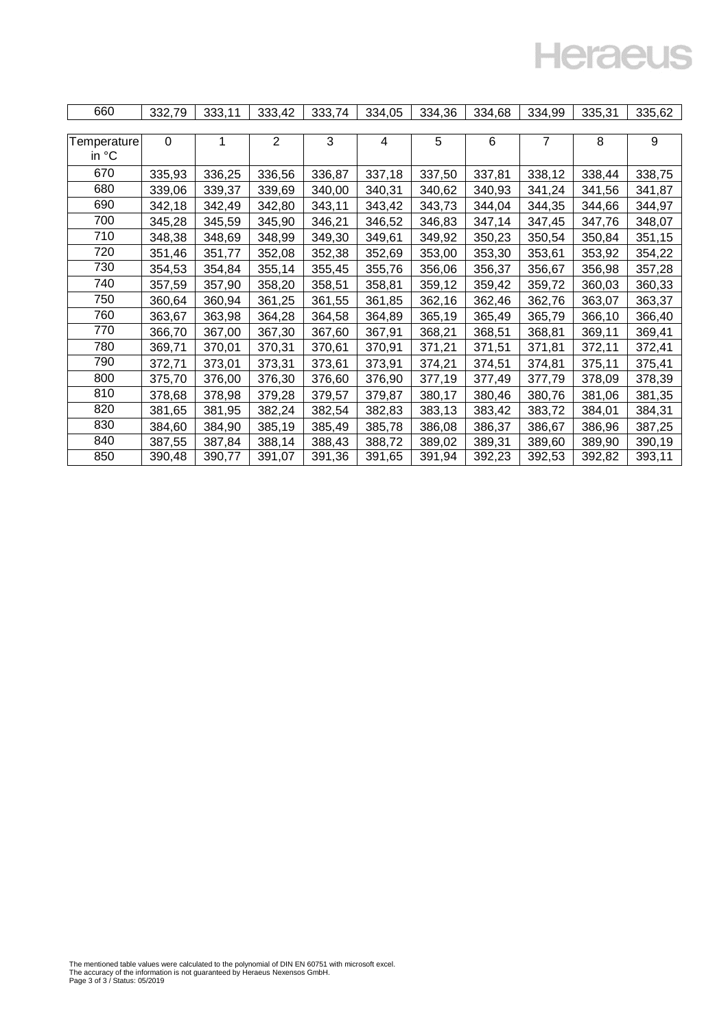| Temperature in °C | 0 | 1 | 2 | 3 | 4 | 5 | 6 | 7 | 8 | 9 |
|---|---|---|---|---|---|---|---|---|---|---|
| 660 | 332,79 | 333,11 | 333,42 | 333,74 | 334,05 | 334,36 | 334,68 | 334,99 | 335,31 | 335,62 |
| 670 | 335,93 | 336,25 | 336,56 | 336,87 | 337,18 | 337,50 | 337,81 | 338,12 | 338,44 | 338,75 |
| 680 | 339,06 | 339,37 | 339,69 | 340,00 | 340,31 | 340,62 | 340,93 | 341,24 | 341,56 | 341,87 |
| 690 | 342,18 | 342,49 | 342,80 | 343,11 | 343,42 | 343,73 | 344,04 | 344,35 | 344,66 | 344,97 |
| 700 | 345,28 | 345,59 | 345,90 | 346,21 | 346,52 | 346,83 | 347,14 | 347,45 | 347,76 | 348,07 |
| 710 | 348,38 | 348,69 | 348,99 | 349,30 | 349,61 | 349,92 | 350,23 | 350,54 | 350,84 | 351,15 |
| 720 | 351,46 | 351,77 | 352,08 | 352,38 | 352,69 | 353,00 | 353,30 | 353,61 | 353,92 | 354,22 |
| 730 | 354,53 | 354,84 | 355,14 | 355,45 | 355,76 | 356,06 | 356,37 | 356,67 | 356,98 | 357,28 |
| 740 | 357,59 | 357,90 | 358,20 | 358,51 | 358,81 | 359,12 | 359,42 | 359,72 | 360,03 | 360,33 |
| 750 | 360,64 | 360,94 | 361,25 | 361,55 | 361,85 | 362,16 | 362,46 | 362,76 | 363,07 | 363,37 |
| 760 | 363,67 | 363,98 | 364,28 | 364,58 | 364,89 | 365,19 | 365,49 | 365,79 | 366,10 | 366,40 |
| 770 | 366,70 | 367,00 | 367,30 | 367,60 | 367,91 | 368,21 | 368,51 | 368,81 | 369,11 | 369,41 |
| 780 | 369,71 | 370,01 | 370,31 | 370,61 | 370,91 | 371,21 | 371,51 | 371,81 | 372,11 | 372,41 |
| 790 | 372,71 | 373,01 | 373,31 | 373,61 | 373,91 | 374,21 | 374,51 | 374,81 | 375,11 | 375,41 |
| 800 | 375,70 | 376,00 | 376,30 | 376,60 | 376,90 | 377,19 | 377,49 | 377,79 | 378,09 | 378,39 |
| 810 | 378,68 | 378,98 | 379,28 | 379,57 | 379,87 | 380,17 | 380,46 | 380,76 | 381,06 | 381,35 |
| 820 | 381,65 | 381,95 | 382,24 | 382,54 | 382,83 | 383,13 | 383,42 | 383,72 | 384,01 | 384,31 |
| 830 | 384,60 | 384,90 | 385,19 | 385,49 | 385,78 | 386,08 | 386,37 | 386,67 | 386,96 | 387,25 |
| 840 | 387,55 | 387,84 | 388,14 | 388,43 | 388,72 | 389,02 | 389,31 | 389,60 | 389,90 | 390,19 |
| 850 | 390,48 | 390,77 | 391,07 | 391,36 | 391,65 | 391,94 | 392,23 | 392,53 | 392,82 | 393,11 |

The mentioned table values were calculated to the polynomial of DIN EN 60751 with microsoft excel.
The accuracy of the information is not guaranteed by Heraeus Nexensos GmbH.
Status: 05/2019